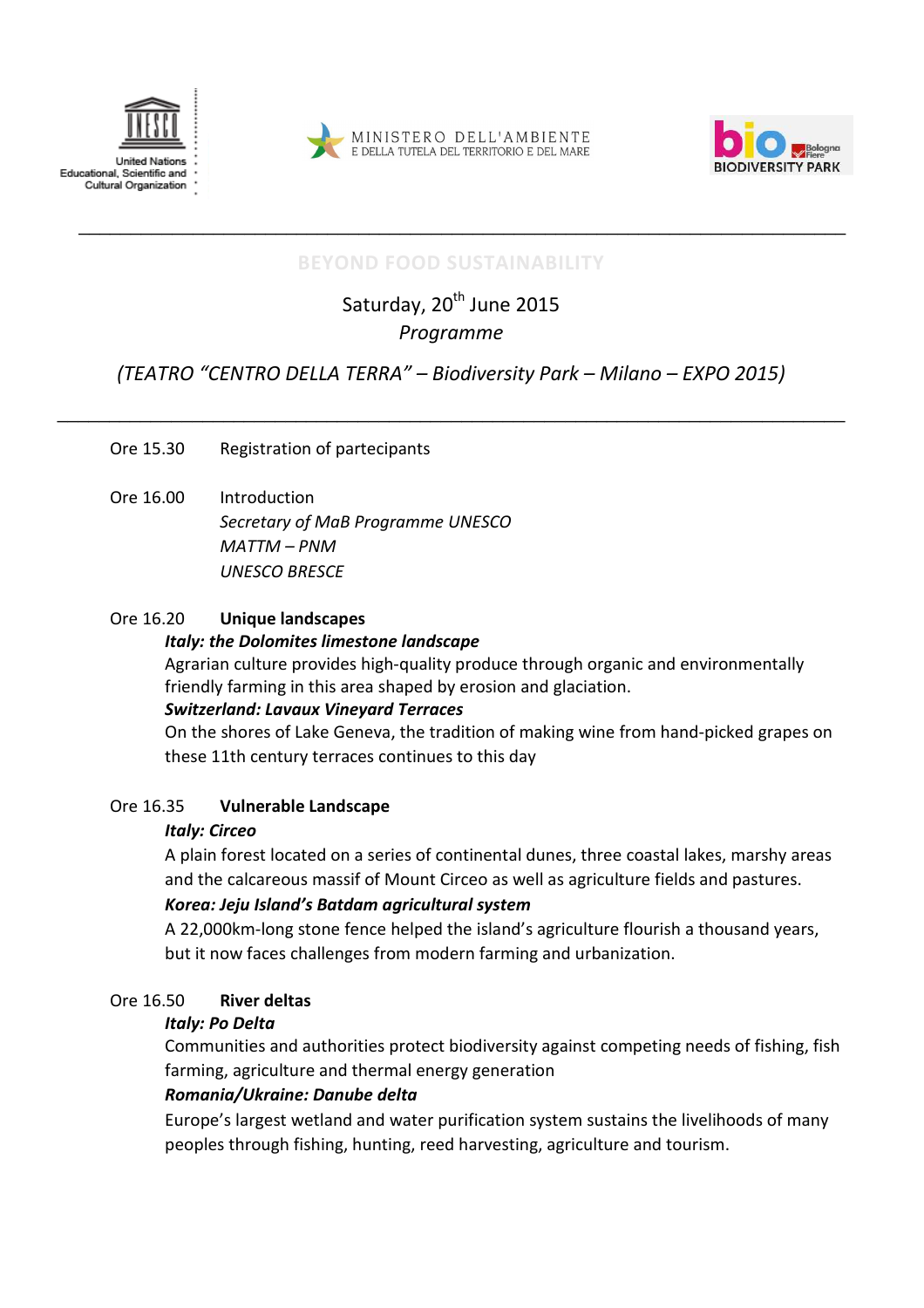United Nations Educational, Scientific and Cultural Organization

MINISTERO DELL'AMBIENTE E DELLA TUTELA DEL TERRITORIO E DEL MARE

BIODIVERSITY PARK

# BEYOND FOOD SUSTAINABILITY

Saturday, 20th June 2015

*Programme*

*(TEATRO "CENTRO DELLA TERRA" – Biodiversity Park – Milano – EXPO 2015)*

---

Ore 15.30 Registration of partecipants

Ore 16.00 Introduction

*Secretary of MaB Programme UNESCO*

*MATTM – PNM*

*UNESCO BRESCE*

Ore 16.20 **Unique landscapes**

***Italy: the Dolomites limestone landscape***

Agrarian culture provides high-quality produce through organic and environmentally friendly farming in this area shaped by erosion and glaciation.

***Switzerland: Lavaux Vineyard Terraces***

On the shores of Lake Geneva, the tradition of making wine from hand-picked grapes on these 11th century terraces continues to this day

Ore 16.35 **Vulnerable Landscape**

***Italy: Circeo***

A plain forest located on a series of continental dunes, three coastal lakes, marshy areas and the calcareous massif of Mount Circeo as well as agriculture fields and pastures.

***Korea: Jeju Island's Batdam agricultural system***

A 22,000km-long stone fence helped the island's agriculture flourish a thousand years, but it now faces challenges from modern farming and urbanization.

Ore 16.50 **River deltas**

***Italy: Po Delta***

Communities and authorities protect biodiversity against competing needs of fishing, fish farming, agriculture and thermal energy generation

***Romania/Ukraine: Danube delta***

Europe's largest wetland and water purification system sustains the livelihoods of many peoples through fishing, hunting, reed harvesting, agriculture and tourism.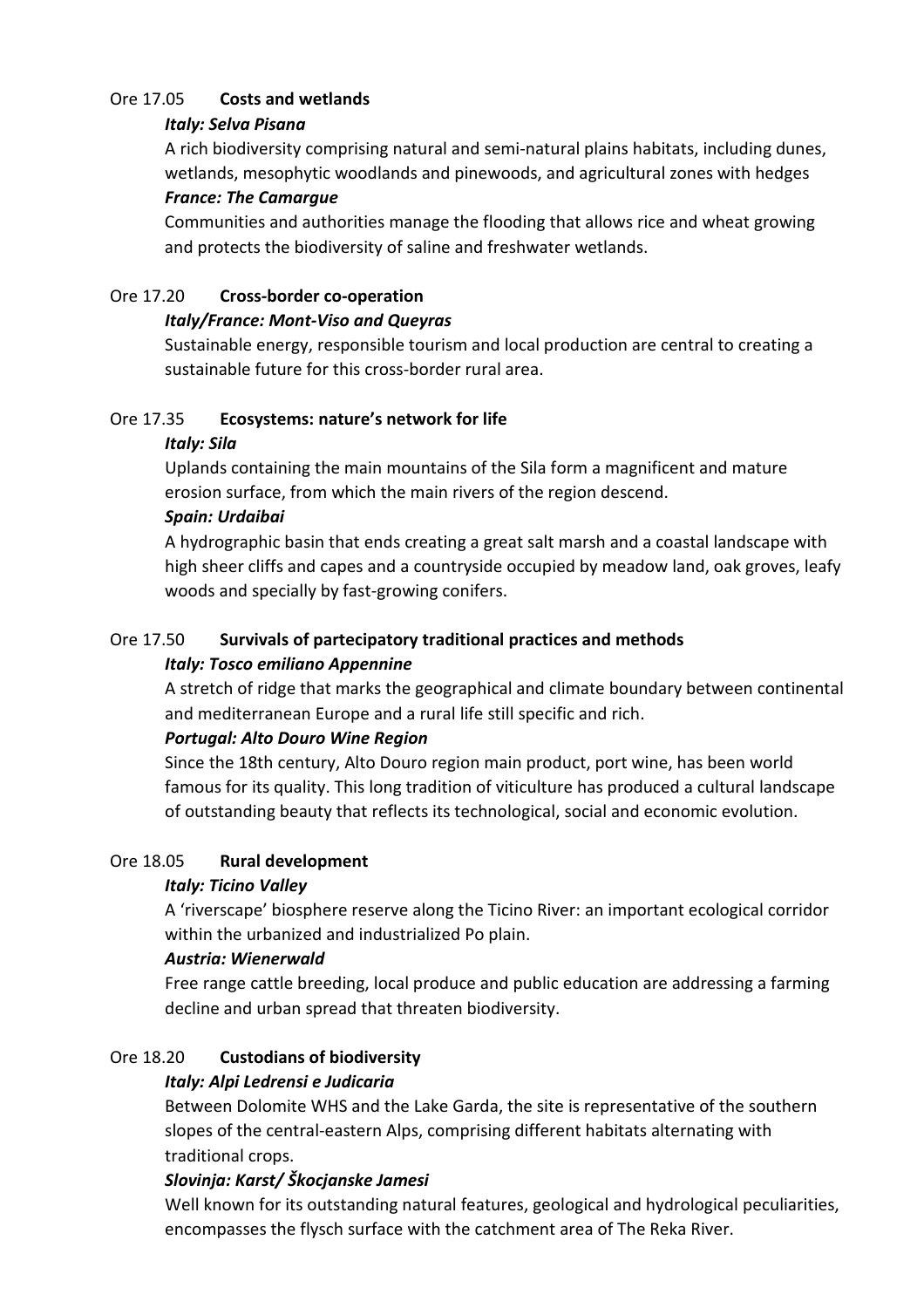Ore 17.05 **Costs and wetlands**

***Italy: Selva Pisana***

A rich biodiversity comprising natural and semi-natural plains habitats, including dunes, wetlands, mesophytic woodlands and pinewoods, and agricultural zones with hedges

***France: The Camargue***

Communities and authorities manage the flooding that allows rice and wheat growing and protects the biodiversity of saline and freshwater wetlands.

Ore 17.20 **Cross-border co-operation**

***Italy/France: Mont-Viso and Queyras***

Sustainable energy, responsible tourism and local production are central to creating a sustainable future for this cross-border rural area.

Ore 17.35 **Ecosystems: nature's network for life**

***Italy: Sila***

Uplands containing the main mountains of the Sila form a magnificent and mature erosion surface, from which the main rivers of the region descend.

***Spain: Urdaibai***

A hydrographic basin that ends creating a great salt marsh and a coastal landscape with high sheer cliffs and capes and a countryside occupied by meadow land, oak groves, leafy woods and specially by fast-growing conifers.

Ore 17.50 **Survivals of partecipatory traditional practices and methods**

***Italy: Tosco emiliano Appennine***

A stretch of ridge that marks the geographical and climate boundary between continental and mediterranean Europe and a rural life still specific and rich.

***Portugal: Alto Douro Wine Region***

Since the 18th century, Alto Douro region main product, port wine, has been world famous for its quality. This long tradition of viticulture has produced a cultural landscape of outstanding beauty that reflects its technological, social and economic evolution.

Ore 18.05 **Rural development**

***Italy: Ticino Valley***

A 'riverscape' biosphere reserve along the Ticino River: an important ecological corridor within the urbanized and industrialized Po plain.

***Austria: Wienerwald***

Free range cattle breeding, local produce and public education are addressing a farming decline and urban spread that threaten biodiversity.

Ore 18.20 **Custodians of biodiversity**

***Italy: Alpi Ledrensi e Judicaria***

Between Dolomite WHS and the Lake Garda, the site is representative of the southern slopes of the central-eastern Alps, comprising different habitats alternating with traditional crops.

***Slovinja: Karst/ Škocjanske Jamesi***

Well known for its outstanding natural features, geological and hydrological peculiarities, encompasses the flysch surface with the catchment area of The Reka River.